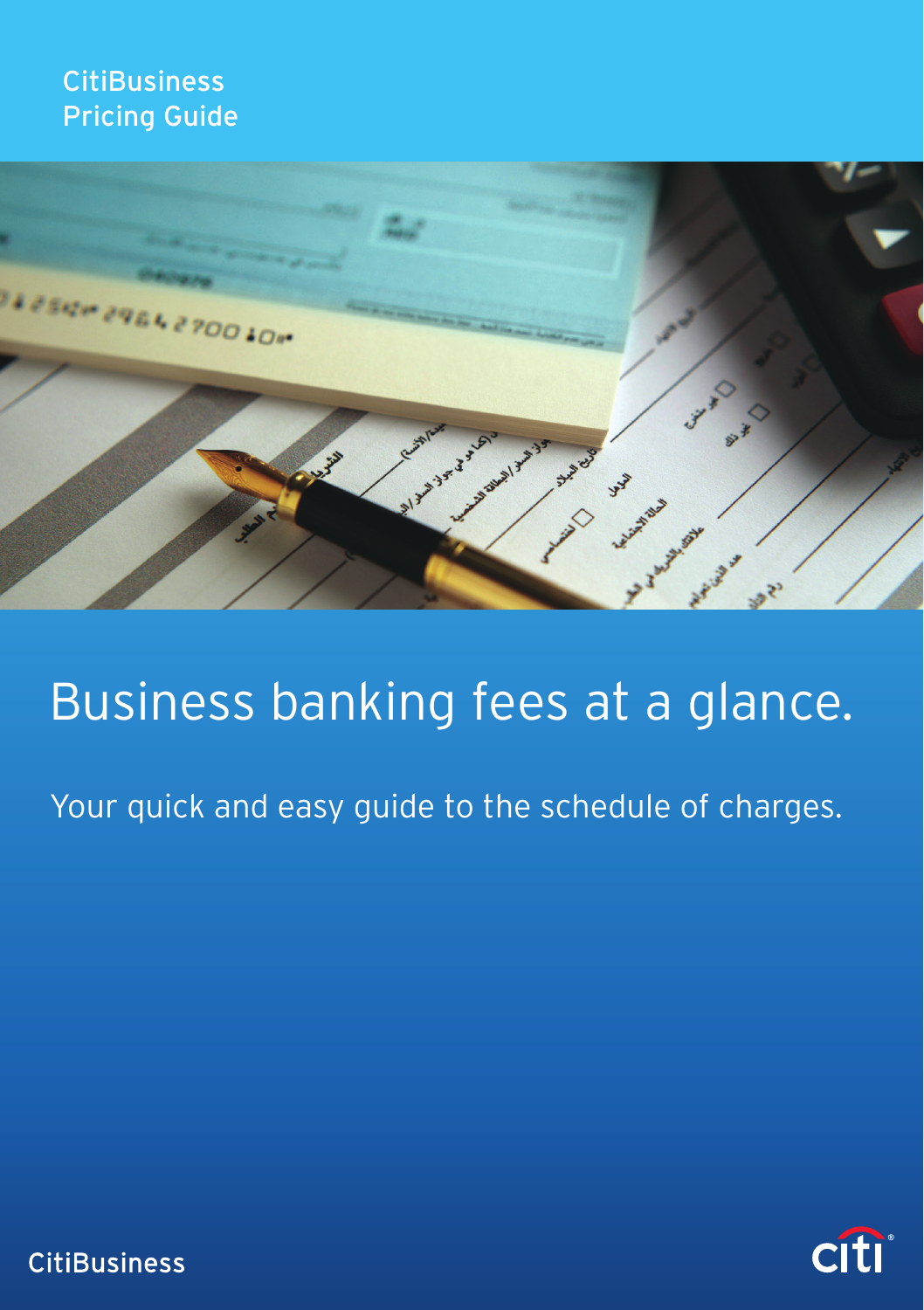CitiBusiness
Pricing Guide

# Business banking fees at a glance.

Your quick and easy guide to the schedule of charges.

CitiBusiness

citi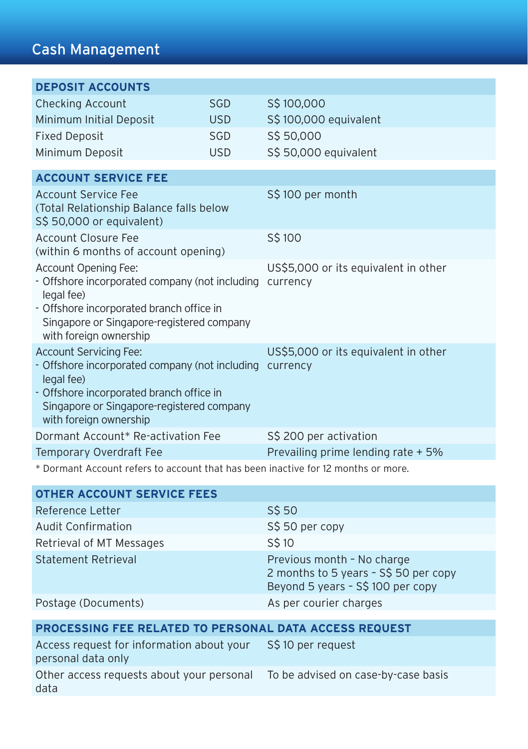# Cash Management

| DEPOSIT ACCOUNTS | | |
|---|---|---|
| Checking Account | SGD | S$ 100,000 |
| Minimum Initial Deposit | USD | S$ 100,000 equivalent |
| Fixed Deposit | SGD | S$ 50,000 |
| Minimum Deposit | USD | S$ 50,000 equivalent |

| ACCOUNT SERVICE FEE | |
|---|---|
| Account Service Fee (Total Relationship Balance falls below S$ 50,000 or equivalent) | S$ 100 per month |
| Account Closure Fee (within 6 months of account opening) | S$ 100 |
| Account Opening Fee:<br>- Offshore incorporated company (not including legal fee)<br>- Offshore incorporated branch office in Singapore or Singapore-registered company with foreign ownership | US$5,000 or its equivalent in other currency |
| Account Servicing Fee:<br>- Offshore incorporated company (not including legal fee)<br>- Offshore incorporated branch office in Singapore or Singapore-registered company with foreign ownership | US$5,000 or its equivalent in other currency |
| Dormant Account* Re-activation Fee | S$ 200 per activation |
| Temporary Overdraft Fee | Prevailing prime lending rate + 5% |

\* Dormant Account refers to account that has been inactive for 12 months or more.

| OTHER ACCOUNT SERVICE FEES | |
|---|---|
| Reference Letter | S$ 50 |
| Audit Confirmation | S$ 50 per copy |
| Retrieval of MT Messages | S$ 10 |
| Statement Retrieval | Previous month – No charge<br>2 months to 5 years – S$ 50 per copy<br>Beyond 5 years – S$ 100 per copy |
| Postage (Documents) | As per courier charges |

| PROCESSING FEE RELATED TO PERSONAL DATA ACCESS REQUEST | |
|---|---|
| Access request for information about your personal data only | S$ 10 per request |
| Other access requests about your personal data | To be advised on case-by-case basis |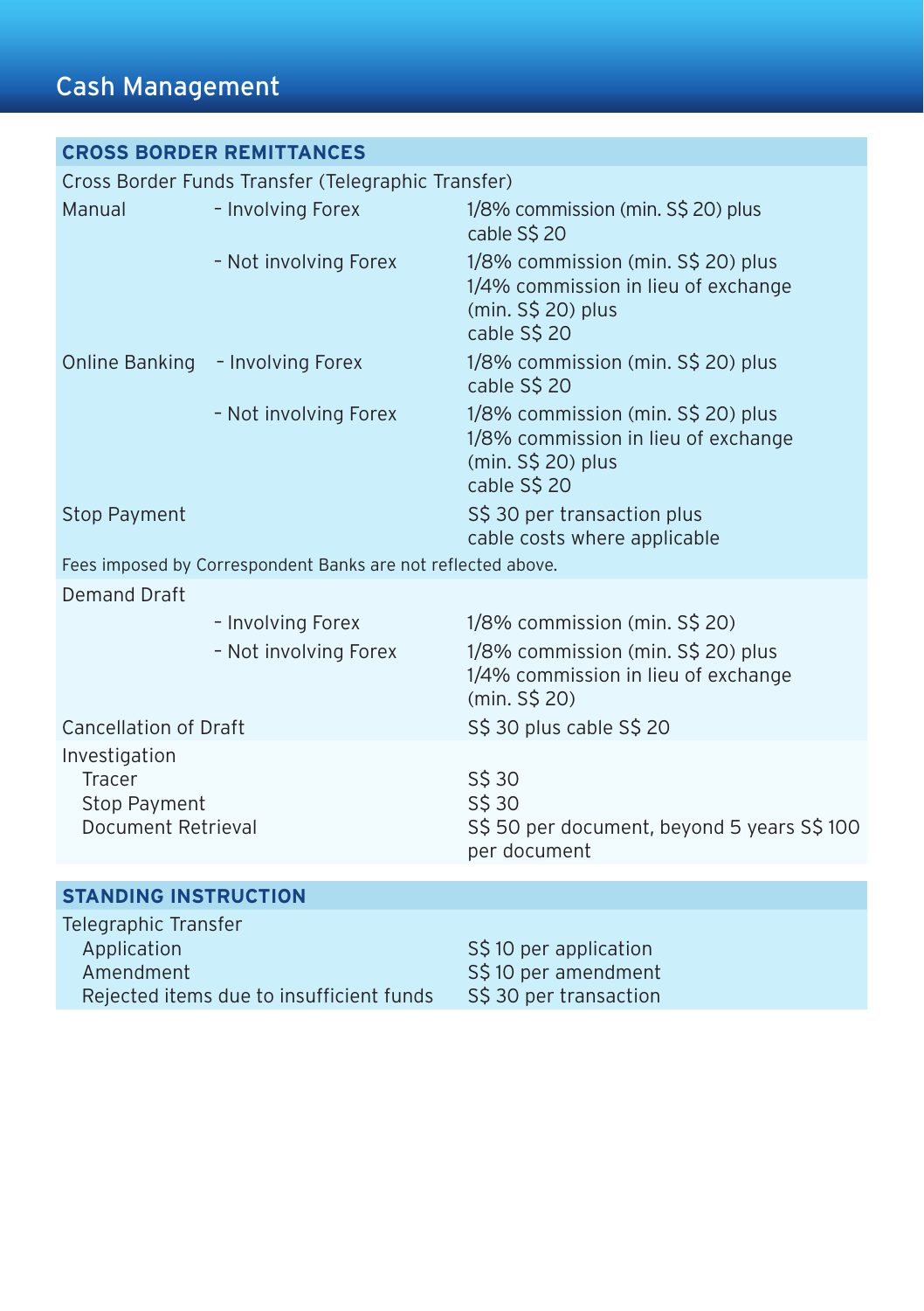# Cash Management

## CROSS BORDER REMITTANCES

| | | |
|---|---|---|
| **Cross Border Funds Transfer (Telegraphic Transfer)** | | |
| Manual | - Involving Forex | 1/8% commission (min. S$ 20) plus cable S$ 20 |
| | - Not involving Forex | 1/8% commission (min. S$ 20) plus 1/4% commission in lieu of exchange (min. S$ 20) plus cable S$ 20 |
| Online Banking | - Involving Forex | 1/8% commission (min. S$ 20) plus cable S$ 20 |
| | - Not involving Forex | 1/8% commission (min. S$ 20) plus 1/8% commission in lieu of exchange (min. S$ 20) plus cable S$ 20 |
| Stop Payment | | S$ 30 per transaction plus cable costs where applicable |
| Fees imposed by Correspondent Banks are not reflected above. | | |
| **Demand Draft** | | |
| | - Involving Forex | 1/8% commission (min. S$ 20) |
| | - Not involving Forex | 1/8% commission (min. S$ 20) plus 1/4% commission in lieu of exchange (min. S$ 20) |
| Cancellation of Draft | | S$ 30 plus cable S$ 20 |
| **Investigation** | | |
| Tracer | | S$ 30 |
| Stop Payment | | S$ 30 |
| Document Retrieval | | S$ 50 per document, beyond 5 years S$ 100 per document |

## STANDING INSTRUCTION

| | |
|---|---|
| **Telegraphic Transfer** | |
| Application | S$ 10 per application |
| Amendment | S$ 10 per amendment |
| Rejected items due to insufficient funds | S$ 30 per transaction |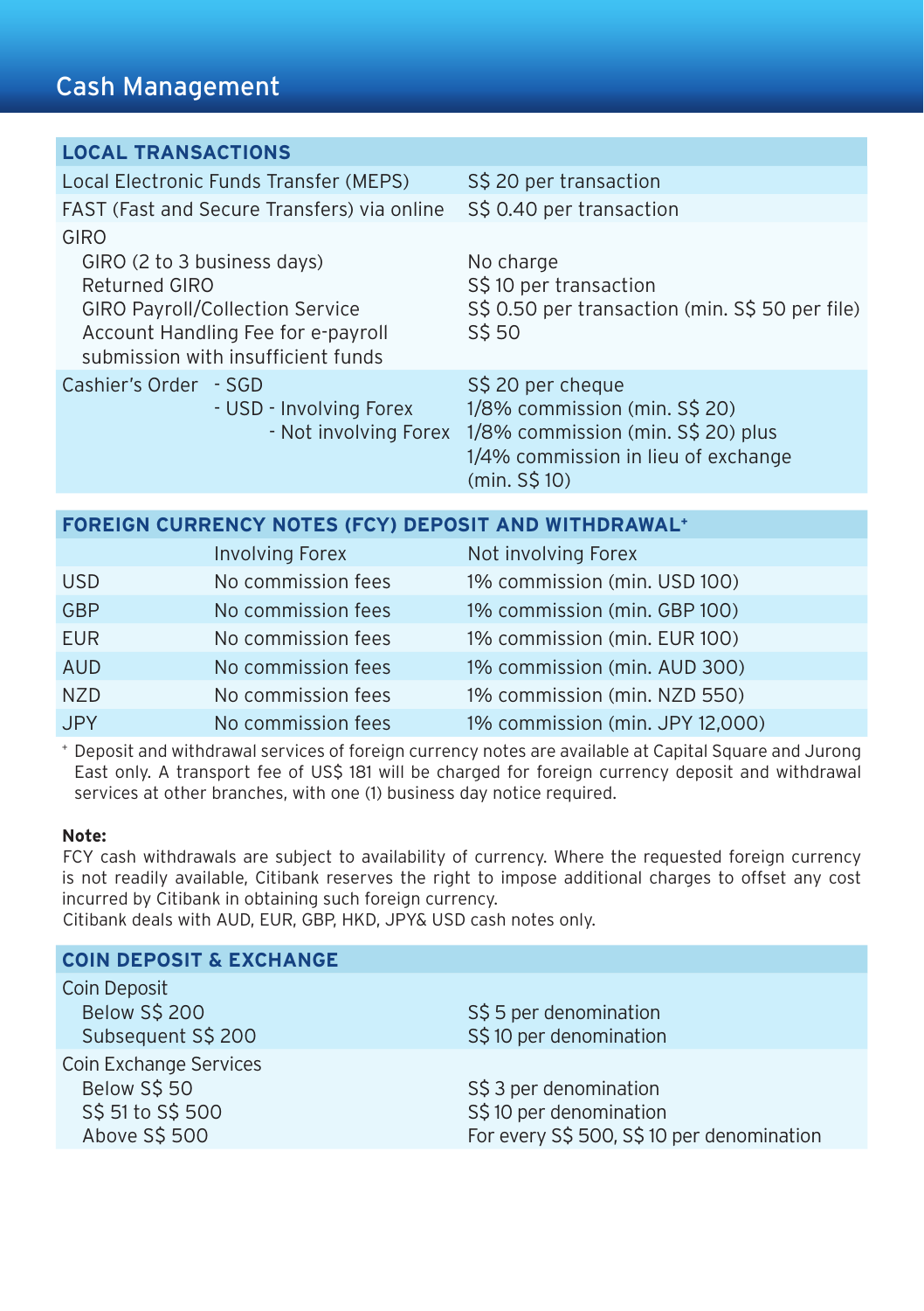# Cash Management

| LOCAL TRANSACTIONS | |
|---|---|
| Local Electronic Funds Transfer (MEPS) | S$ 20 per transaction |
| FAST (Fast and Secure Transfers) via online | S$ 0.40 per transaction |
| GIRO | |
| GIRO (2 to 3 business days) | No charge |
| Returned GIRO | S$ 10 per transaction |
| GIRO Payroll/Collection Service | S$ 0.50 per transaction (min. S$ 50 per file) |
| Account Handling Fee for e-payroll submission with insufficient funds | S$ 50 |
| Cashier's Order - SGD | S$ 20 per cheque |
| Cashier's Order - USD - Involving Forex | 1/8% commission (min. S$ 20) |
| Cashier's Order - USD - Not involving Forex | 1/8% commission (min. S$ 20) plus 1/4% commission in lieu of exchange (min. S$ 10) |

| FOREIGN CURRENCY NOTES (FCY) DEPOSIT AND WITHDRAWAL+ | | |
|---|---|---|
| | Involving Forex | Not involving Forex |
| USD | No commission fees | 1% commission (min. USD 100) |
| GBP | No commission fees | 1% commission (min. GBP 100) |
| EUR | No commission fees | 1% commission (min. EUR 100) |
| AUD | No commission fees | 1% commission (min. AUD 300) |
| NZD | No commission fees | 1% commission (min. NZD 550) |
| JPY | No commission fees | 1% commission (min. JPY 12,000) |

+ Deposit and withdrawal services of foreign currency notes are available at Capital Square and Jurong East only. A transport fee of US$ 181 will be charged for foreign currency deposit and withdrawal services at other branches, with one (1) business day notice required.

**Note:**
FCY cash withdrawals are subject to availability of currency. Where the requested foreign currency is not readily available, Citibank reserves the right to impose additional charges to offset any cost incurred by Citibank in obtaining such foreign currency.
Citibank deals with AUD, EUR, GBP, HKD, JPY& USD cash notes only.

| COIN DEPOSIT & EXCHANGE | |
|---|---|
| Coin Deposit | |
| Below S$ 200 | S$ 5 per denomination |
| Subsequent S$ 200 | S$ 10 per denomination |
| Coin Exchange Services | |
| Below S$ 50 | S$ 3 per denomination |
| S$ 51 to S$ 500 | S$ 10 per denomination |
| Above S$ 500 | For every S$ 500, S$ 10 per denomination |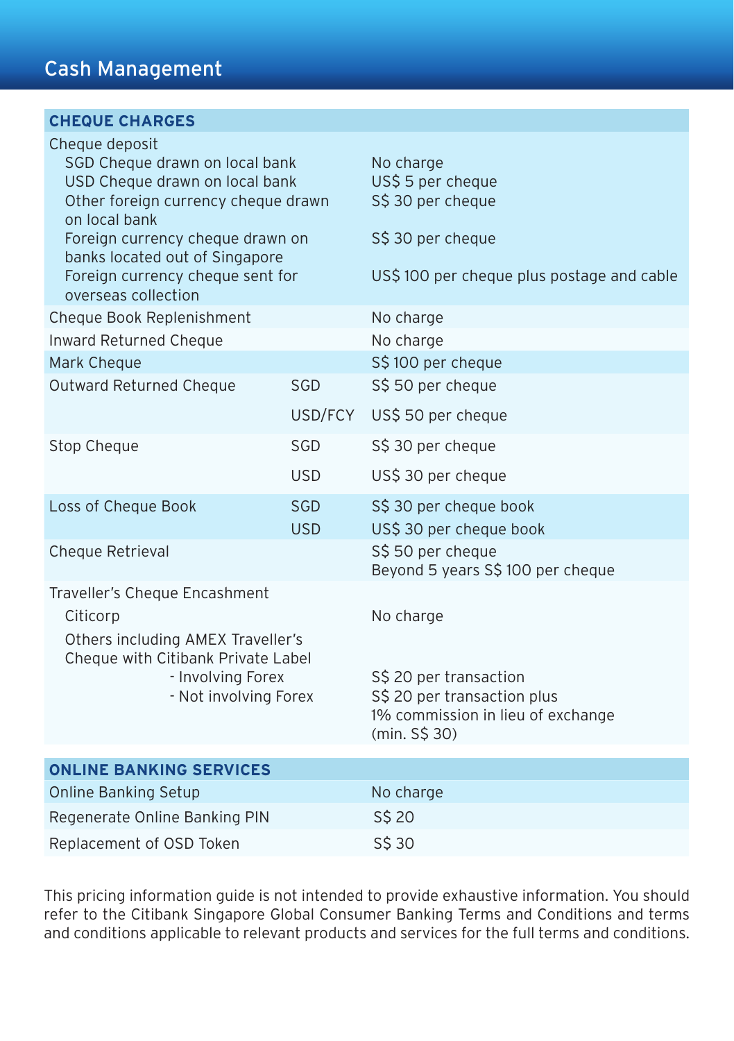# Cash Management

| CHEQUE CHARGES | | |
|---|---|---|
| Cheque deposit | | |
| SGD Cheque drawn on local bank | | No charge |
| USD Cheque drawn on local bank | | US$ 5 per cheque |
| Other foreign currency cheque drawn on local bank | | S$ 30 per cheque |
| Foreign currency cheque drawn on banks located out of Singapore | | S$ 30 per cheque |
| Foreign currency cheque sent for overseas collection | | US$ 100 per cheque plus postage and cable |
| Cheque Book Replenishment | | No charge |
| Inward Returned Cheque | | No charge |
| Mark Cheque | | S$ 100 per cheque |
| Outward Returned Cheque | SGD | S$ 50 per cheque |
| | USD/FCY | US$ 50 per cheque |
| Stop Cheque | SGD | S$ 30 per cheque |
| | USD | US$ 30 per cheque |
| Loss of Cheque Book | SGD | S$ 30 per cheque book |
| | USD | US$ 30 per cheque book |
| Cheque Retrieval | | S$ 50 per cheque<br>Beyond 5 years S$ 100 per cheque |
| Traveller's Cheque Encashment | | |
| Citicorp | | No charge |
| Others including AMEX Traveller's Cheque with Citibank Private Label | | |
| - Involving Forex | | S$ 20 per transaction |
| - Not involving Forex | | S$ 20 per transaction plus 1% commission in lieu of exchange (min. S$ 30) |

| ONLINE BANKING SERVICES | |
|---|---|
| Online Banking Setup | No charge |
| Regenerate Online Banking PIN | S$ 20 |
| Replacement of OSD Token | S$ 30 |

This pricing information guide is not intended to provide exhaustive information. You should refer to the Citibank Singapore Global Consumer Banking Terms and Conditions and terms and conditions applicable to relevant products and services for the full terms and conditions.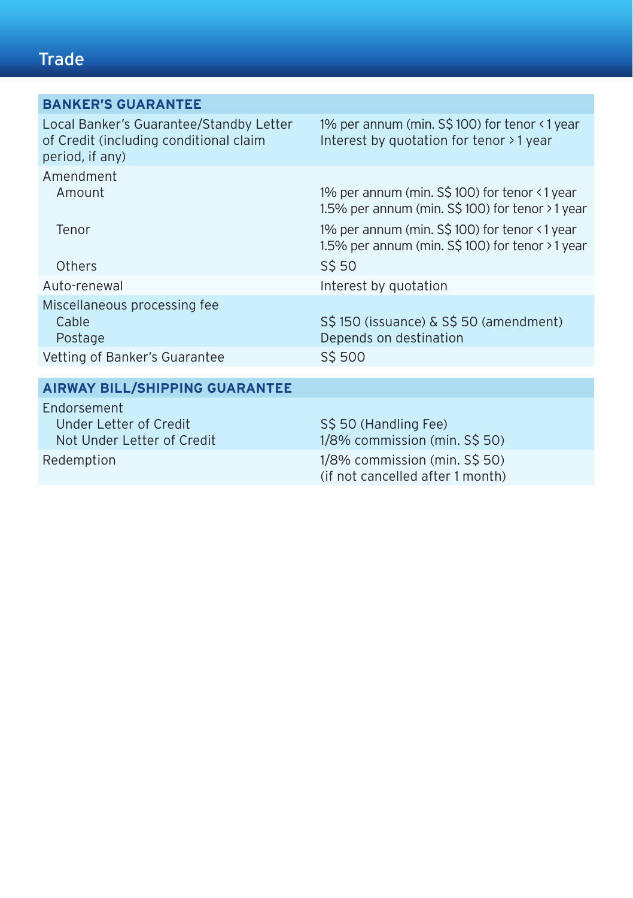# Trade

| BANKER'S GUARANTEE | |
|---|---|
| Local Banker's Guarantee/Standby Letter of Credit (including conditional claim period, if any) | 1% per annum (min. S$ 100) for tenor < 1 year<br>Interest by quotation for tenor > 1 year |
| Amendment | |
| Amount | 1% per annum (min. S$ 100) for tenor < 1 year<br>1.5% per annum (min. S$ 100) for tenor > 1 year |
| Tenor | 1% per annum (min. S$ 100) for tenor < 1 year<br>1.5% per annum (min. S$ 100) for tenor > 1 year |
| Others | S$ 50 |
| Auto-renewal | Interest by quotation |
| Miscellaneous processing fee | |
| Cable | S$ 150 (issuance) & S$ 50 (amendment) |
| Postage | Depends on destination |
| Vetting of Banker's Guarantee | S$ 500 |

| AIRWAY BILL/SHIPPING GUARANTEE | |
|---|---|
| Endorsement | |
| Under Letter of Credit | S$ 50 (Handling Fee) |
| Not Under Letter of Credit | 1/8% commission (min. S$ 50) |
| Redemption | 1/8% commission (min. S$ 50)<br>(if not cancelled after 1 month) |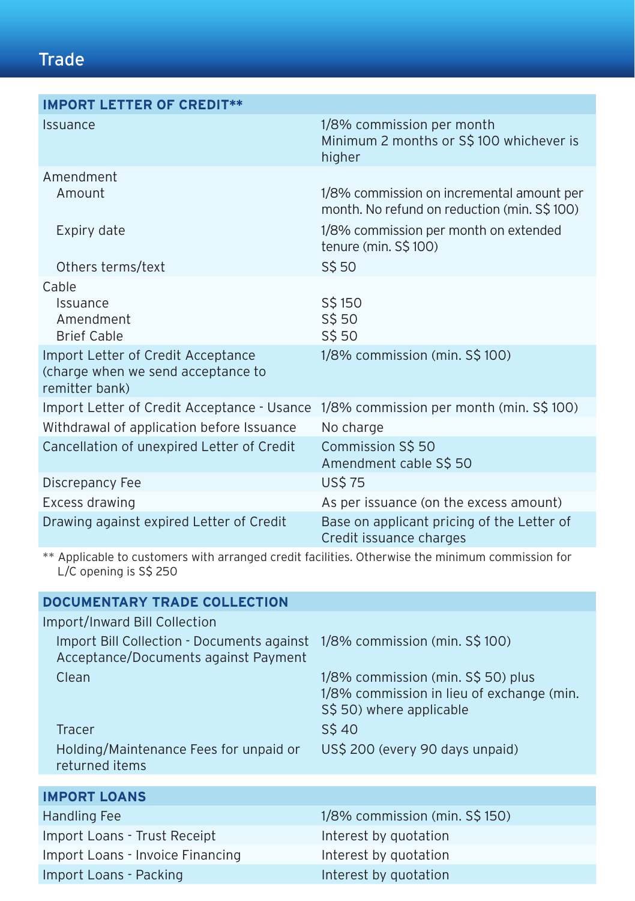# Trade

| IMPORT LETTER OF CREDIT** | |
|---|---|
| Issuance | 1/8% commission per month<br>Minimum 2 months or S$ 100 whichever is higher |
| Amendment | |
| Amount | 1/8% commission on incremental amount per month. No refund on reduction (min. S$ 100) |
| Expiry date | 1/8% commission per month on extended tenure (min. S$ 100) |
| Others terms/text | S$ 50 |
| Cable | |
| Issuance | S$ 150 |
| Amendment | S$ 50 |
| Brief Cable | S$ 50 |
| Import Letter of Credit Acceptance (charge when we send acceptance to remitter bank) | 1/8% commission (min. S$ 100) |
| Import Letter of Credit Acceptance - Usance | 1/8% commission per month (min. S$ 100) |
| Withdrawal of application before Issuance | No charge |
| Cancellation of unexpired Letter of Credit | Commission S$ 50<br>Amendment cable S$ 50 |
| Discrepancy Fee | US$ 75 |
| Excess drawing | As per issuance (on the excess amount) |
| Drawing against expired Letter of Credit | Base on applicant pricing of the Letter of Credit issuance charges |

** Applicable to customers with arranged credit facilities. Otherwise the minimum commission for L/C opening is S$ 250

| DOCUMENTARY TRADE COLLECTION | |
|---|---|
| Import/Inward Bill Collection | |
| Import Bill Collection - Documents against Acceptance/Documents against Payment | 1/8% commission (min. S$ 100) |
| Clean | 1/8% commission (min. S$ 50) plus<br>1/8% commission in lieu of exchange (min. S$ 50) where applicable |
| Tracer | S$ 40 |
| Holding/Maintenance Fees for unpaid or returned items | US$ 200 (every 90 days unpaid) |

| IMPORT LOANS | |
|---|---|
| Handling Fee | 1/8% commission (min. S$ 150) |
| Import Loans - Trust Receipt | Interest by quotation |
| Import Loans - Invoice Financing | Interest by quotation |
| Import Loans - Packing | Interest by quotation |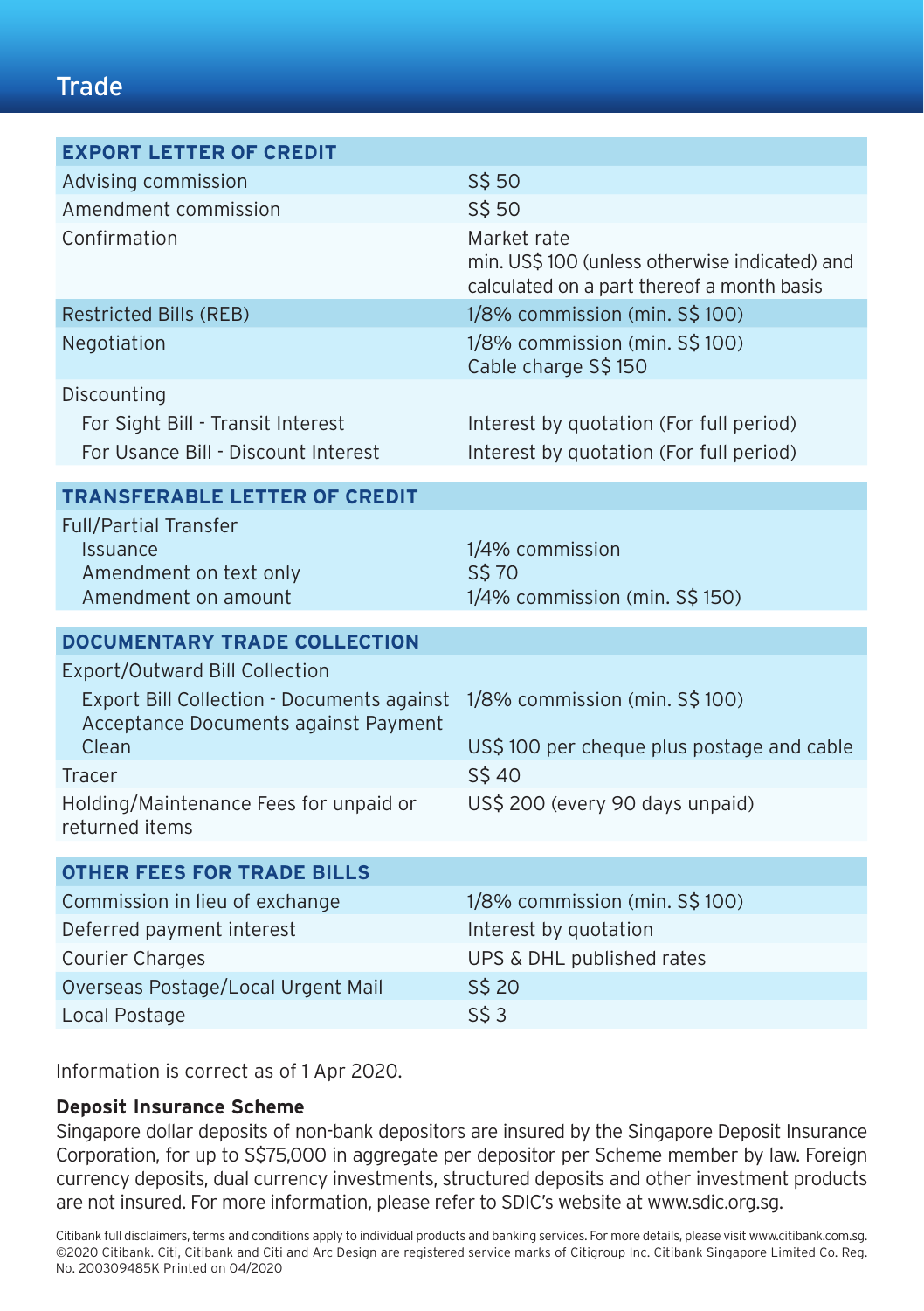## Trade

| EXPORT LETTER OF CREDIT | |
|---|---|
| Advising commission | S$ 50 |
| Amendment commission | S$ 50 |
| Confirmation | Market rate<br>min. US$ 100 (unless otherwise indicated) and calculated on a part thereof a month basis |
| Restricted Bills (REB) | 1/8% commission (min. S$ 100) |
| Negotiation | 1/8% commission (min. S$ 100)<br>Cable charge S$ 150 |
| Discounting | |
| For Sight Bill - Transit Interest | Interest by quotation (For full period) |
| For Usance Bill - Discount Interest | Interest by quotation (For full period) |

| TRANSFERABLE LETTER OF CREDIT | |
|---|---|
| Full/Partial Transfer | |
| Issuance | 1/4% commission |
| Amendment on text only | S$ 70 |
| Amendment on amount | 1/4% commission (min. S$ 150) |

| DOCUMENTARY TRADE COLLECTION | |
|---|---|
| Export/Outward Bill Collection | |
| Export Bill Collection - Documents against Acceptance Documents against Payment | 1/8% commission (min. S$ 100) |
| Clean | US$ 100 per cheque plus postage and cable |
| Tracer | S$ 40 |
| Holding/Maintenance Fees for unpaid or returned items | US$ 200 (every 90 days unpaid) |

| OTHER FEES FOR TRADE BILLS | |
|---|---|
| Commission in lieu of exchange | 1/8% commission (min. S$ 100) |
| Deferred payment interest | Interest by quotation |
| Courier Charges | UPS & DHL published rates |
| Overseas Postage/Local Urgent Mail | S$ 20 |
| Local Postage | S$ 3 |

Information is correct as of 1 Apr 2020.

**Deposit Insurance Scheme**

Singapore dollar deposits of non-bank depositors are insured by the Singapore Deposit Insurance Corporation, for up to S$75,000 in aggregate per depositor per Scheme member by law. Foreign currency deposits, dual currency investments, structured deposits and other investment products are not insured. For more information, please refer to SDIC's website at www.sdic.org.sg.

Citibank full disclaimers, terms and conditions apply to individual products and banking services. For more details, please visit www.citibank.com.sg. ©2020 Citibank. Citi, Citibank and Citi and Arc Design are registered service marks of Citigroup Inc. Citibank Singapore Limited Co. Reg. No. 200309485K Printed on 04/2020